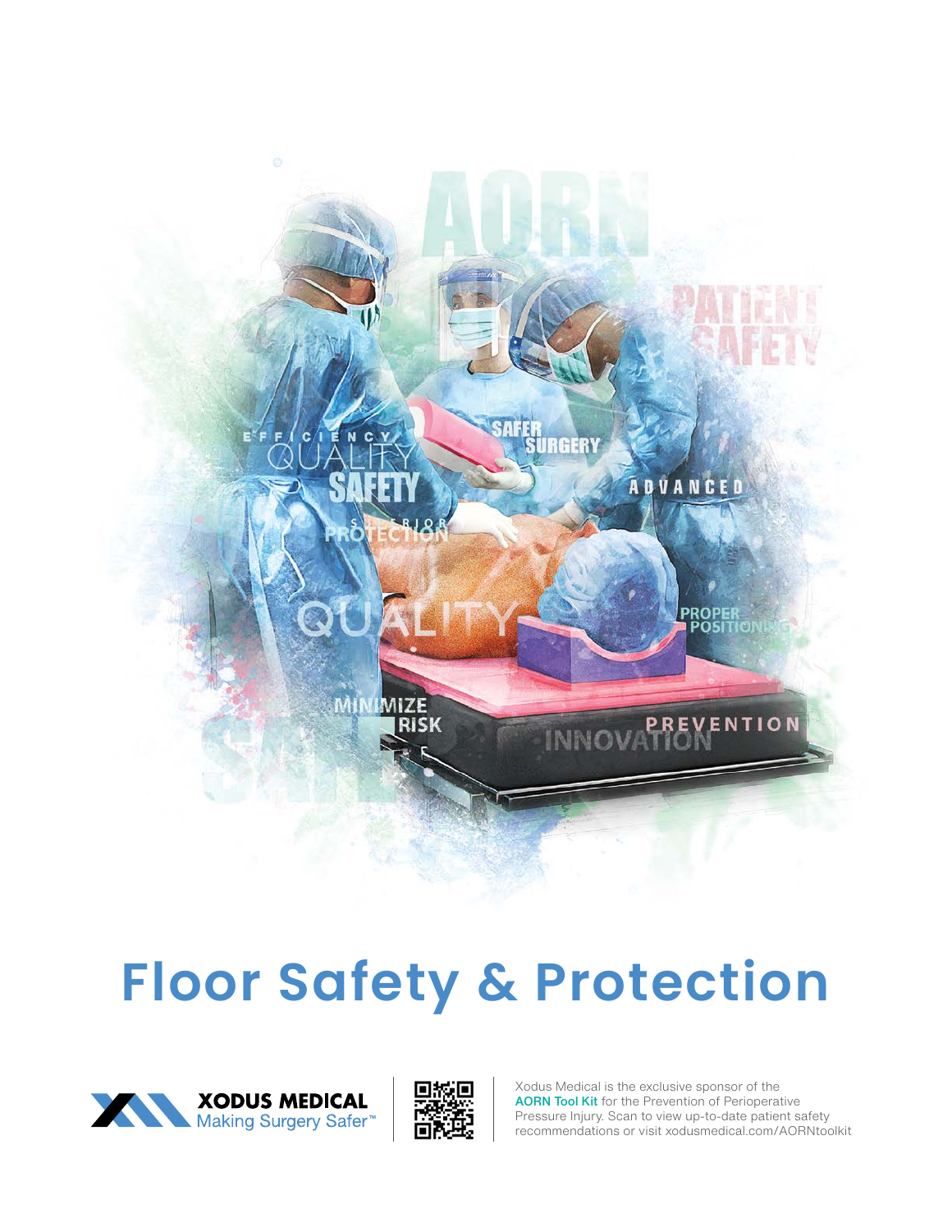# Floor Safety & Protection

**XODUS MEDICAL**
Making Surgery Safer™

Xodus Medical is the exclusive sponsor of the **AORN Tool Kit** for the Prevention of Perioperative Pressure Injury. Scan to view up-to-date patient safety recommendations or visit xodusmedical.com/AORNtoolkit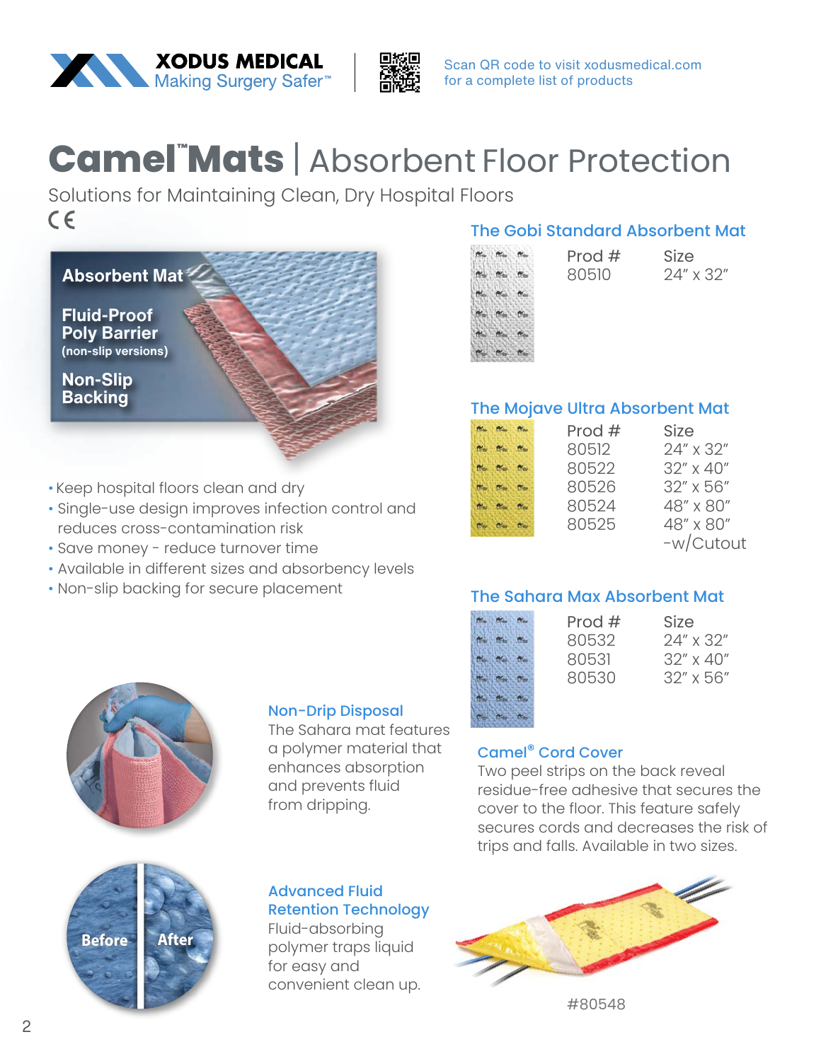XODUS MEDICAL
Making Surgery Safer™

Scan QR code to visit xodusmedical.com for a complete list of products

# Camel™ Mats | Absorbent Floor Protection

Solutions for Maintaining Clean, Dry Hospital Floors

CE

Absorbent Mat

Fluid-Proof Poly Barrier (non-slip versions)

Non-Slip Backing

- Keep hospital floors clean and dry
- Single-use design improves infection control and reduces cross-contamination risk
- Save money - reduce turnover time
- Available in different sizes and absorbency levels
- Non-slip backing for secure placement

### Non-Drip Disposal

The Sahara mat features a polymer material that enhances absorption and prevents fluid from dripping.

### Advanced Fluid Retention Technology

Fluid-absorbing polymer traps liquid for easy and convenient clean up.

Before | After

### The Gobi Standard Absorbent Mat

| Prod # | Size |
|---|---|
| 80510 | 24" x 32" |

### The Mojave Ultra Absorbent Mat

| Prod # | Size |
|---|---|
| 80512 | 24" x 32" |
| 80522 | 32" x 40" |
| 80526 | 32" x 56" |
| 80524 | 48" x 80" |
| 80525 | 48" x 80" -w/Cutout |

### The Sahara Max Absorbent Mat

| Prod # | Size |
|---|---|
| 80532 | 24" x 32" |
| 80531 | 32" x 40" |
| 80530 | 32" x 56" |

### Camel® Cord Cover

Two peel strips on the back reveal residue-free adhesive that secures the cover to the floor. This feature safely secures cords and decreases the risk of trips and falls. Available in two sizes.

#80548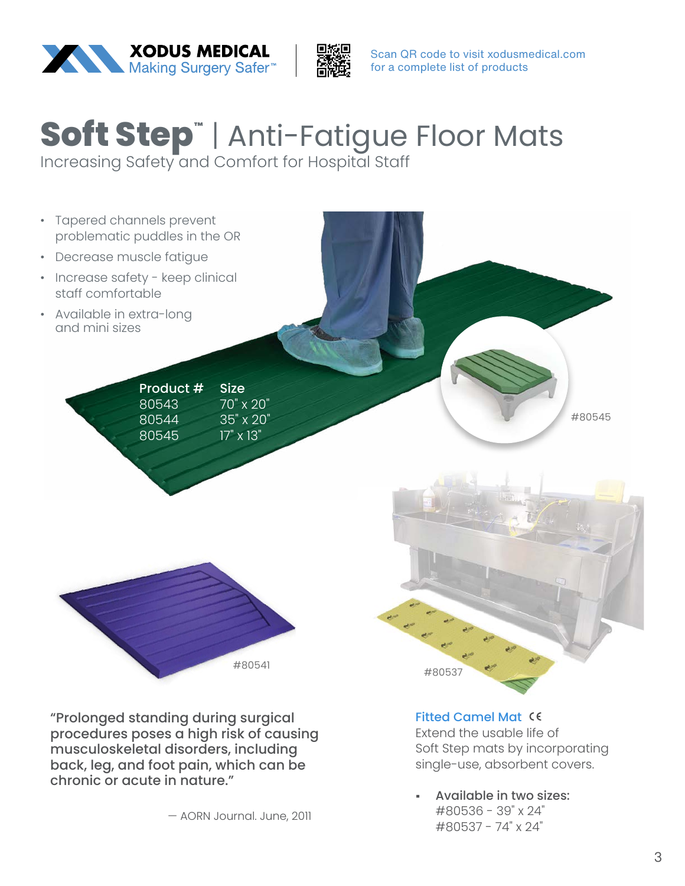XODUS MEDICAL
Making Surgery Safer™

Scan QR code to visit xodusmedical.com for a complete list of products

# Soft Step™ | Anti-Fatigue Floor Mats

Increasing Safety and Comfort for Hospital Staff

- Tapered channels prevent problematic puddles in the OR
- Decrease muscle fatigue
- Increase safety - keep clinical staff comfortable
- Available in extra-long and mini sizes

| Product # | Size |
| --- | --- |
| 80543 | 70" x 20" |
| 80544 | 35" x 20" |
| 80545 | 17" x 13" |

#80545

#80541

#80537

**"Prolonged standing during surgical procedures poses a high risk of causing musculoskeletal disorders, including back, leg, and foot pain, which can be chronic or acute in nature."**

— AORN Journal. June, 2011

## Fitted Camel Mat CE

Extend the usable life of Soft Step mats by incorporating single-use, absorbent covers.

- **Available in two sizes:**
  #80536 - 39" x 24"
  #80537 - 74" x 24"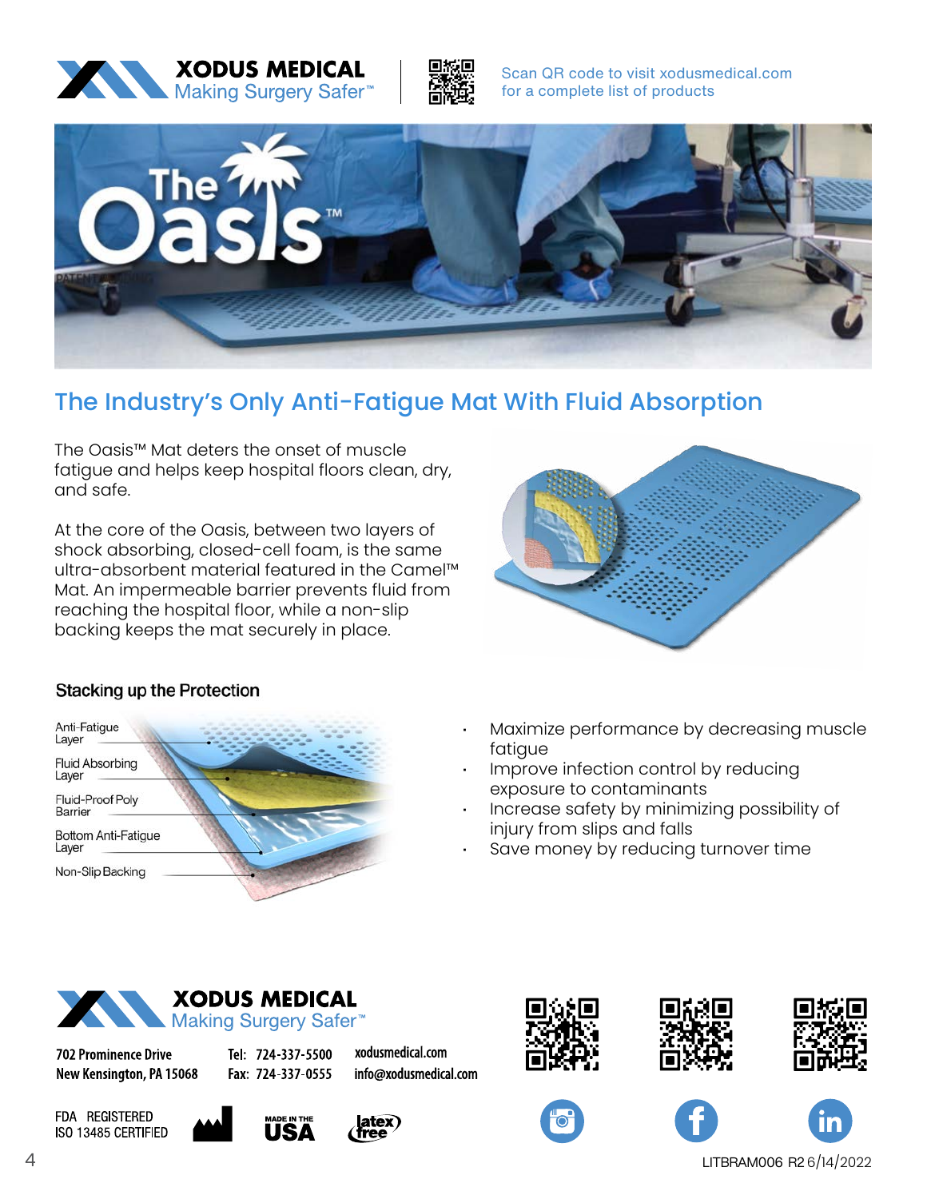**XODUS MEDICAL**
Making Surgery Safer™

Scan QR code to visit xodusmedical.com for a complete list of products

# The Oasis™

## The Industry's Only Anti-Fatigue Mat With Fluid Absorption

The Oasis™ Mat deters the onset of muscle fatigue and helps keep hospital floors clean, dry, and safe.

At the core of the Oasis, between two layers of shock absorbing, closed-cell foam, is the same ultra-absorbent material featured in the Camel™ Mat. An impermeable barrier prevents fluid from reaching the hospital floor, while a non-slip backing keeps the mat securely in place.

### Stacking up the Protection

Anti-Fatigue Layer

Fluid Absorbing Layer

Fluid-Proof Poly Barrier

Bottom Anti-Fatigue Layer

Non-Slip Backing

- Maximize performance by decreasing muscle fatigue
- Improve infection control by reducing exposure to contaminants
- Increase safety by minimizing possibility of injury from slips and falls
- Save money by reducing turnover time

**XODUS MEDICAL**
Making Surgery Safer™

702 Prominence Drive
New Kensington, PA 15068

Tel: 724-337-5500
Fax: 724-337-0555

xodusmedical.com
info@xodusmedical.com

FDA REGISTERED
ISO 13485 CERTIFIED

MADE IN THE USA

latex free

LITBRAM006 R2 6/14/2022